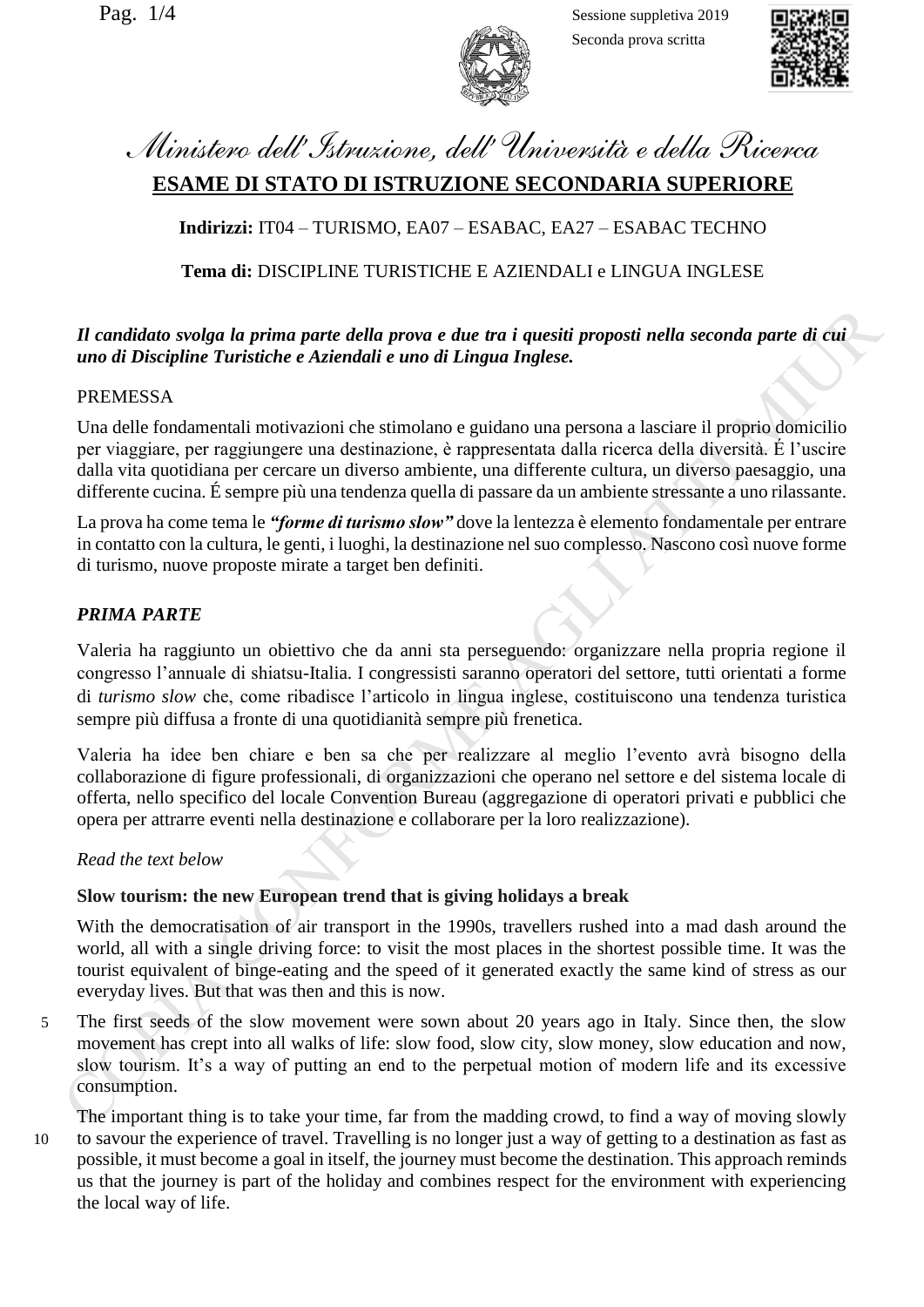Ministero dell'Istruzione, dell'Università e della Ricerca

**ESAME DI STATO DI ISTRUZIONE SECONDARIA SUPERIORE**

**Indirizzi:** IT04 – TURISMO, EA07 – ESABAC, EA27 – ESABAC TECHNO

**Tema di:** DISCIPLINE TURISTICHE E AZIENDALI e LINGUA INGLESE

***Il candidato svolga la prima parte della prova e due tra i quesiti proposti nella seconda parte di cui uno di Discipline Turistiche e Aziendali e uno di Lingua Inglese.***

PREMESSA

Una delle fondamentali motivazioni che stimolano e guidano una persona a lasciare il proprio domicilio per viaggiare, per raggiungere una destinazione, è rappresentata dalla ricerca della diversità. É l'uscire dalla vita quotidiana per cercare un diverso ambiente, una differente cultura, un diverso paesaggio, una differente cucina. É sempre più una tendenza quella di passare da un ambiente stressante a uno rilassante.

La prova ha come tema le ***"forme di turismo slow"*** dove la lentezza è elemento fondamentale per entrare in contatto con la cultura, le genti, i luoghi, la destinazione nel suo complesso. Nascono così nuove forme di turismo, nuove proposte mirate a target ben definiti.

***PRIMA PARTE***

Valeria ha raggiunto un obiettivo che da anni sta perseguendo: organizzare nella propria regione il congresso l'annuale di shiatsu-Italia. I congressisti saranno operatori del settore, tutti orientati a forme di *turismo slow* che, come ribadisce l'articolo in lingua inglese, costituiscono una tendenza turistica sempre più diffusa a fronte di una quotidianità sempre più frenetica.

Valeria ha idee ben chiare e ben sa che per realizzare al meglio l'evento avrà bisogno della collaborazione di figure professionali, di organizzazioni che operano nel settore e del sistema locale di offerta, nello specifico del locale Convention Bureau (aggregazione di operatori privati e pubblici che opera per attrarre eventi nella destinazione e collaborare per la loro realizzazione).

*Read the text below*

**Slow tourism: the new European trend that is giving holidays a break**

With the democratisation of air transport in the 1990s, travellers rushed into a mad dash around the world, all with a single driving force: to visit the most places in the shortest possible time. It was the tourist equivalent of binge-eating and the speed of it generated exactly the same kind of stress as our everyday lives. But that was then and this is now.

The first seeds of the slow movement were sown about 20 years ago in Italy. Since then, the slow movement has crept into all walks of life: slow food, slow city, slow money, slow education and now, slow tourism. It's a way of putting an end to the perpetual motion of modern life and its excessive consumption.

The important thing is to take your time, far from the madding crowd, to find a way of moving slowly to savour the experience of travel. Travelling is no longer just a way of getting to a destination as fast as possible, it must become a goal in itself, the journey must become the destination. This approach reminds us that the journey is part of the holiday and combines respect for the environment with experiencing the local way of life.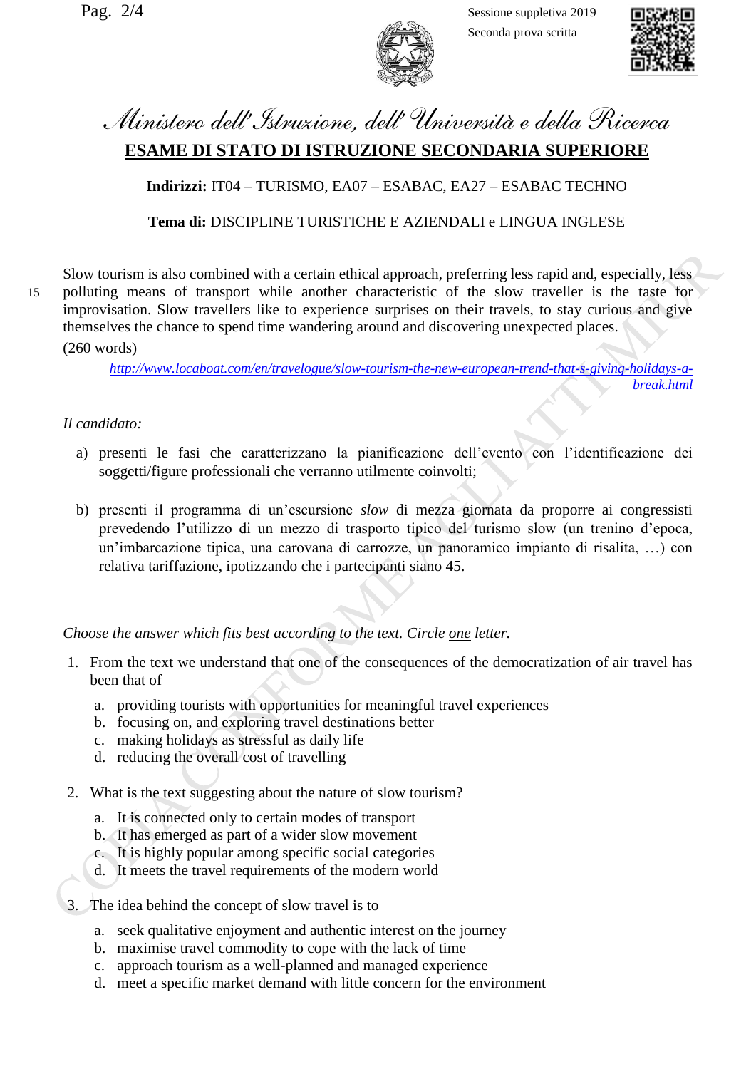# Ministero dell'Istruzione, dell'Università e della Ricerca

## ESAME DI STATO DI ISTRUZIONE SECONDARIA SUPERIORE

**Indirizzi:** IT04 – TURISMO, EA07 – ESABAC, EA27 – ESABAC TECHNO

**Tema di:** DISCIPLINE TURISTICHE E AZIENDALI e LINGUA INGLESE

Slow tourism is also combined with a certain ethical approach, preferring less rapid and, especially, less polluting means of transport while another characteristic of the slow traveller is the taste for improvisation. Slow travellers like to experience surprises on their travels, to stay curious and give themselves the chance to spend time wandering around and discovering unexpected places.

(260 words)

*http://www.locaboat.com/en/travelogue/slow-tourism-the-new-european-trend-that-s-giving-holidays-a-break.html*

*Il candidato:*

a) presenti le fasi che caratterizzano la pianificazione dell'evento con l'identificazione dei soggetti/figure professionali che verranno utilmente coinvolti;

b) presenti il programma di un'escursione *slow* di mezza giornata da proporre ai congressisti prevedendo l'utilizzo di un mezzo di trasporto tipico del turismo slow (un trenino d'epoca, un'imbarcazione tipica, una carovana di carrozze, un panoramico impianto di risalita, …) con relativa tariffazione, ipotizzando che i partecipanti siano 45.

*Choose the answer which fits best according to the text. Circle one letter.*

1. From the text we understand that one of the consequences of the democratization of air travel has been that of
   a. providing tourists with opportunities for meaningful travel experiences
   b. focusing on, and exploring travel destinations better
   c. making holidays as stressful as daily life
   d. reducing the overall cost of travelling

2. What is the text suggesting about the nature of slow tourism?
   a. It is connected only to certain modes of transport
   b. It has emerged as part of a wider slow movement
   c. It is highly popular among specific social categories
   d. It meets the travel requirements of the modern world

3. The idea behind the concept of slow travel is to
   a. seek qualitative enjoyment and authentic interest on the journey
   b. maximise travel commodity to cope with the lack of time
   c. approach tourism as a well-planned and managed experience
   d. meet a specific market demand with little concern for the environment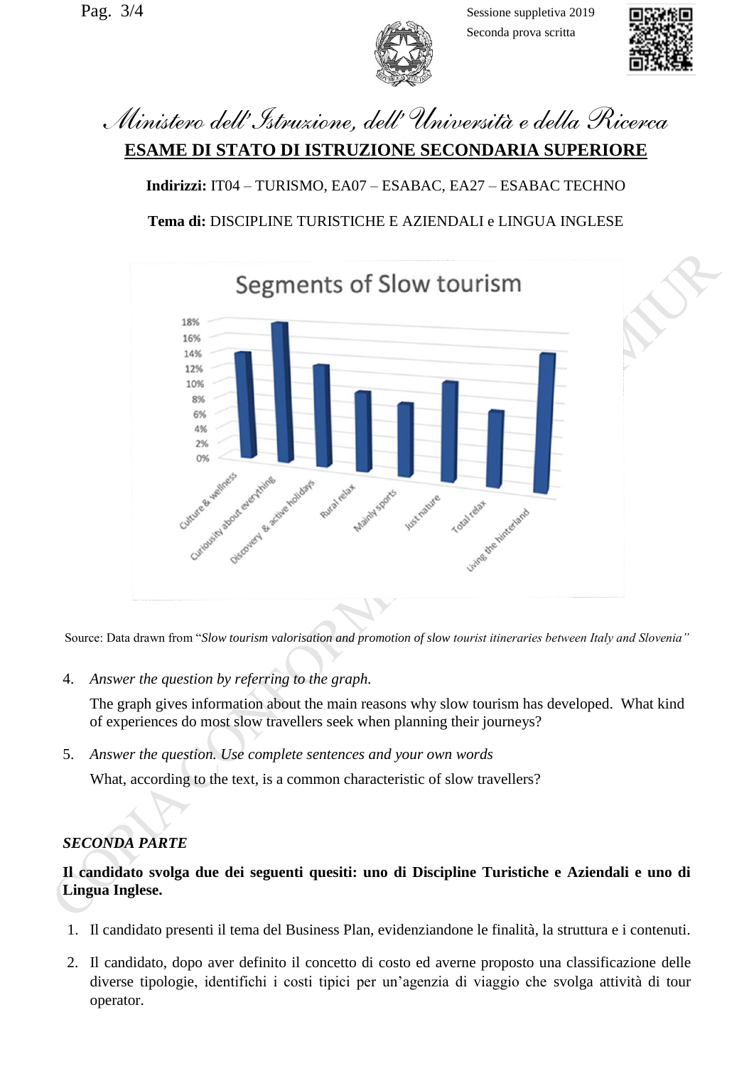*Ministero dell'Istruzione, dell'Università e della Ricerca*

**ESAME DI STATO DI ISTRUZIONE SECONDARIA SUPERIORE**

**Indirizzi:** IT04 – TURISMO, EA07 – ESABAC, EA27 – ESABAC TECHNO

**Tema di:** DISCIPLINE TURISTICHE E AZIENDALI e LINGUA INGLESE

Segments of Slow tourism

| Segment | Approx. % |
|---|---|
| Culture & wellness | 14% |
| Curiosity about everything | 18% |
| Discovery & active holidays | 13% |
| Rural relax | 10% |
| Mainly sports | 9% |
| Just nature | 12% |
| Total relax | 9% |
| Living the hinterland | 17% |

Source: Data drawn from "*Slow tourism valorisation and promotion of slow tourist itineraries between Italy and Slovenia"*

4. *Answer the question by referring to the graph.*

   The graph gives information about the main reasons why slow tourism has developed. What kind of experiences do most slow travellers seek when planning their journeys?

5. *Answer the question. Use complete sentences and your own words*

   What, according to the text, is a common characteristic of slow travellers?

***SECONDA PARTE***

**Il candidato svolga due dei seguenti quesiti: uno di Discipline Turistiche e Aziendali e uno di Lingua Inglese.**

1. Il candidato presenti il tema del Business Plan, evidenziandone le finalità, la struttura e i contenuti.
2. Il candidato, dopo aver definito il concetto di costo ed averne proposto una classificazione delle diverse tipologie, identifichi i costi tipici per un'agenzia di viaggio che svolga attività di tour operator.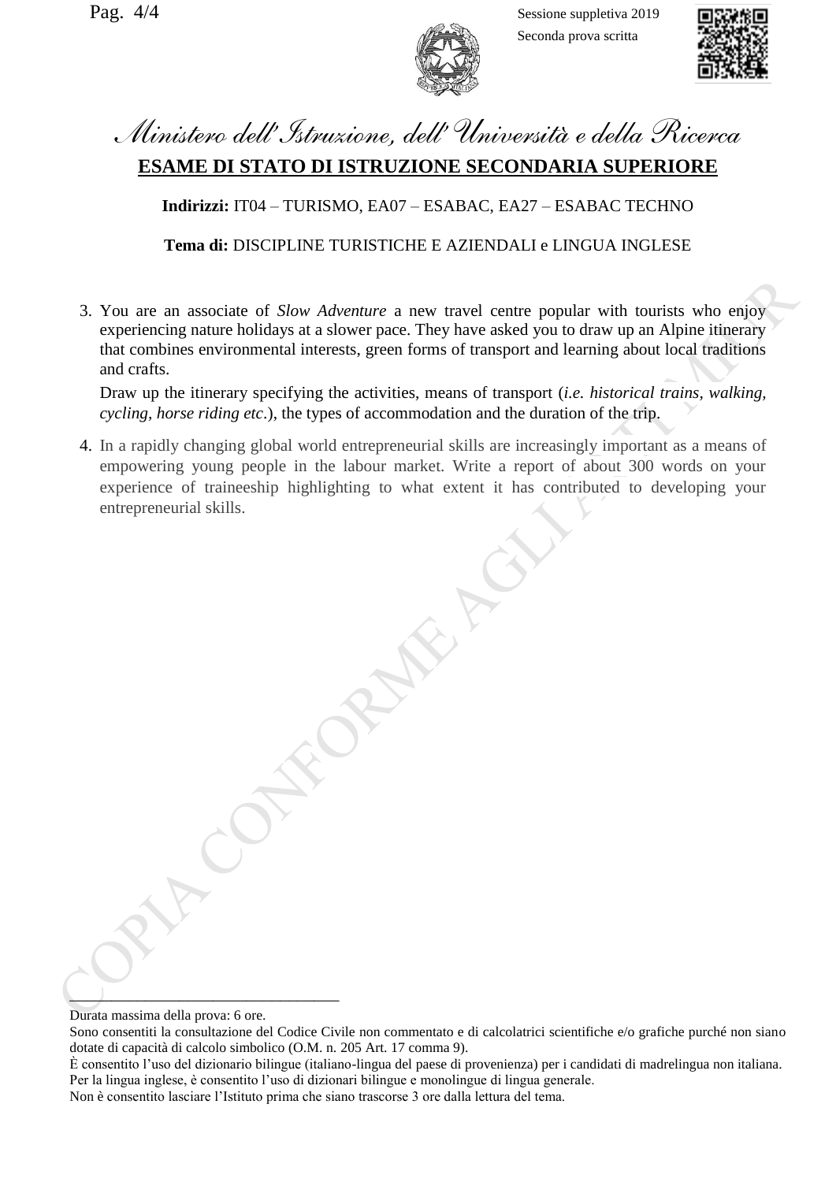# Ministero dell'Istruzione, dell'Università e della Ricerca

## ESAME DI STATO DI ISTRUZIONE SECONDARIA SUPERIORE

**Indirizzi:** IT04 – TURISMO, EA07 – ESABAC, EA27 – ESABAC TECHNO

**Tema di:** DISCIPLINE TURISTICHE E AZIENDALI e LINGUA INGLESE

3. You are an associate of *Slow Adventure* a new travel centre popular with tourists who enjoy experiencing nature holidays at a slower pace. They have asked you to draw up an Alpine itinerary that combines environmental interests, green forms of transport and learning about local traditions and crafts.

   Draw up the itinerary specifying the activities, means of transport (*i.e. historical trains, walking, cycling, horse riding etc*.), the types of accommodation and the duration of the trip.

4. In a rapidly changing global world entrepreneurial skills are increasingly important as a means of empowering young people in the labour market. Write a report of about 300 words on your experience of traineeship highlighting to what extent it has contributed to developing your entrepreneurial skills.

---

Durata massima della prova: 6 ore.

Sono consentiti la consultazione del Codice Civile non commentato e di calcolatrici scientifiche e/o grafiche purché non siano dotate di capacità di calcolo simbolico (O.M. n. 205 Art. 17 comma 9).

È consentito l'uso del dizionario bilingue (italiano-lingua del paese di provenienza) per i candidati di madrelingua non italiana.

Per la lingua inglese, è consentito l'uso di dizionari bilingue e monolingue di lingua generale.

Non è consentito lasciare l'Istituto prima che siano trascorse 3 ore dalla lettura del tema.